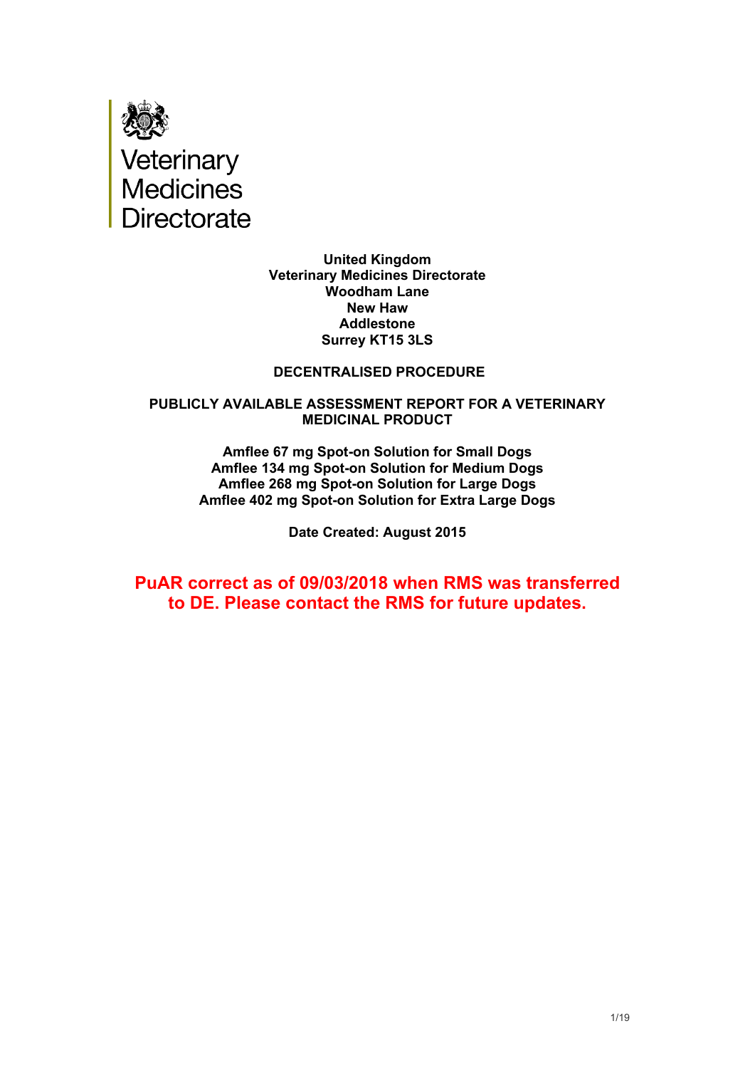Veterinary
Medicines
Directorate

**United Kingdom**
**Veterinary Medicines Directorate**
**Woodham Lane**
**New Haw**
**Addlestone**
**Surrey KT15 3LS**

**DECENTRALISED PROCEDURE**

# PUBLICLY AVAILABLE ASSESSMENT REPORT FOR A VETERINARY MEDICINAL PRODUCT

**Amflee 67 mg Spot-on Solution for Small Dogs**
**Amflee 134 mg Spot-on Solution for Medium Dogs**
**Amflee 268 mg Spot-on Solution for Large Dogs**
**Amflee 402 mg Spot-on Solution for Extra Large Dogs**

**Date Created: August 2015**

**PuAR correct as of 09/03/2018 when RMS was transferred to DE. Please contact the RMS for future updates.**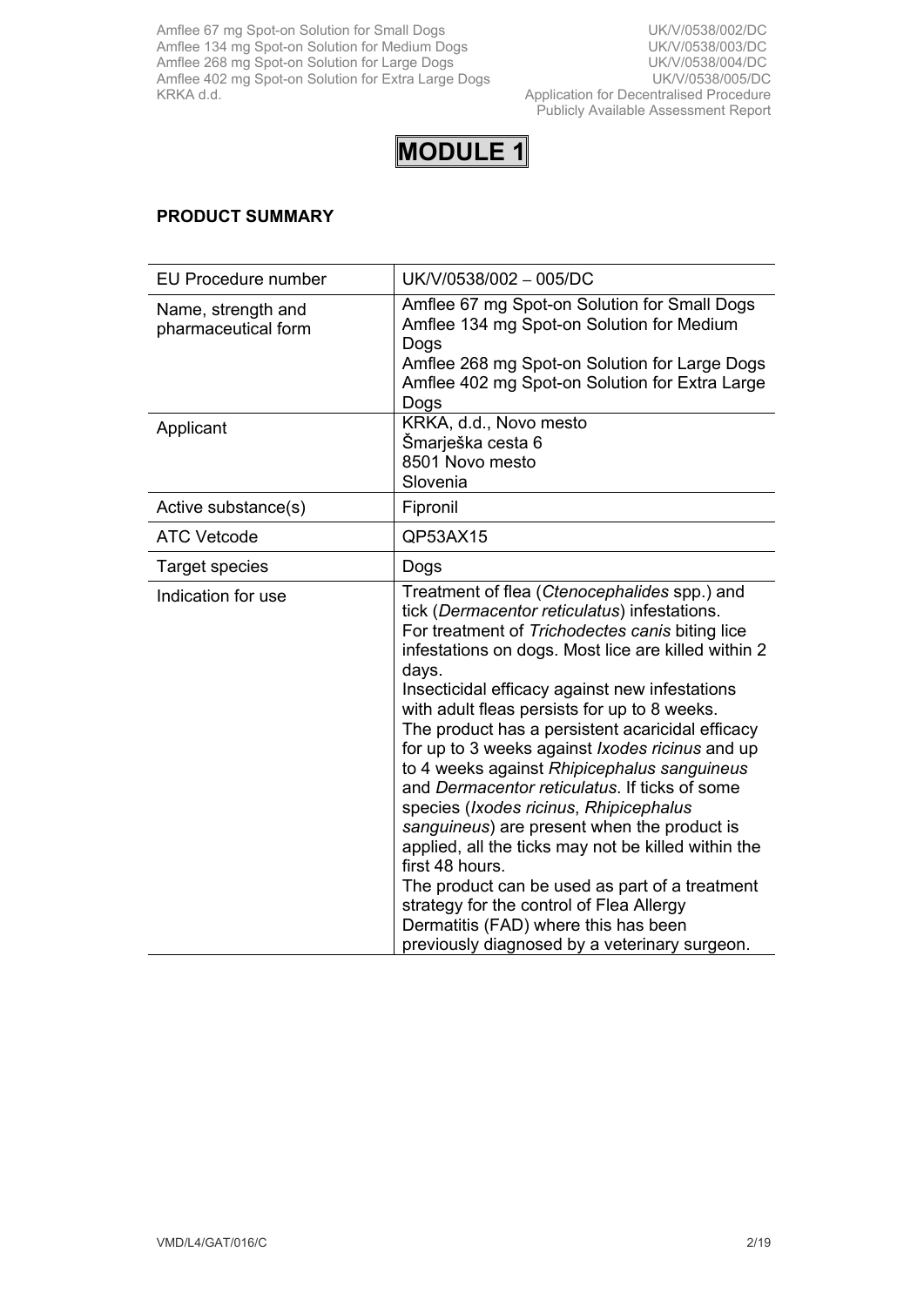# MODULE 1

**PRODUCT SUMMARY**

| EU Procedure number | UK/V/0538/002 – 005/DC |
|---|---|
| Name, strength and pharmaceutical form | Amflee 67 mg Spot-on Solution for Small Dogs<br>Amflee 134 mg Spot-on Solution for Medium Dogs<br>Amflee 268 mg Spot-on Solution for Large Dogs<br>Amflee 402 mg Spot-on Solution for Extra Large Dogs |
| Applicant | KRKA, d.d., Novo mesto<br>Šmarješka cesta 6<br>8501 Novo mesto<br>Slovenia |
| Active substance(s) | Fipronil |
| ATC Vetcode | QP53AX15 |
| Target species | Dogs |
| Indication for use | Treatment of flea (*Ctenocephalides* spp.) and tick (*Dermacentor reticulatus*) infestations.<br>For treatment of *Trichodectes canis* biting lice infestations on dogs. Most lice are killed within 2 days.<br>Insecticidal efficacy against new infestations with adult fleas persists for up to 8 weeks.<br>The product has a persistent acaricidal efficacy for up to 3 weeks against *Ixodes ricinus* and up to 4 weeks against *Rhipicephalus sanguineus* and *Dermacentor reticulatus*. If ticks of some species (*Ixodes ricinus*, *Rhipicephalus sanguineus*) are present when the product is applied, all the ticks may not be killed within the first 48 hours.<br>The product can be used as part of a treatment strategy for the control of Flea Allergy Dermatitis (FAD) where this has been previously diagnosed by a veterinary surgeon. |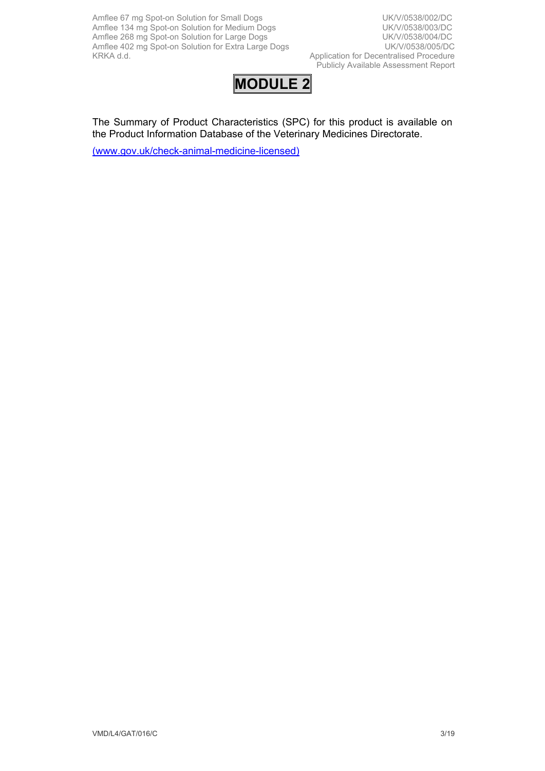# MODULE 2

The Summary of Product Characteristics (SPC) for this product is available on the Product Information Database of the Veterinary Medicines Directorate.

(www.gov.uk/check-animal-medicine-licensed)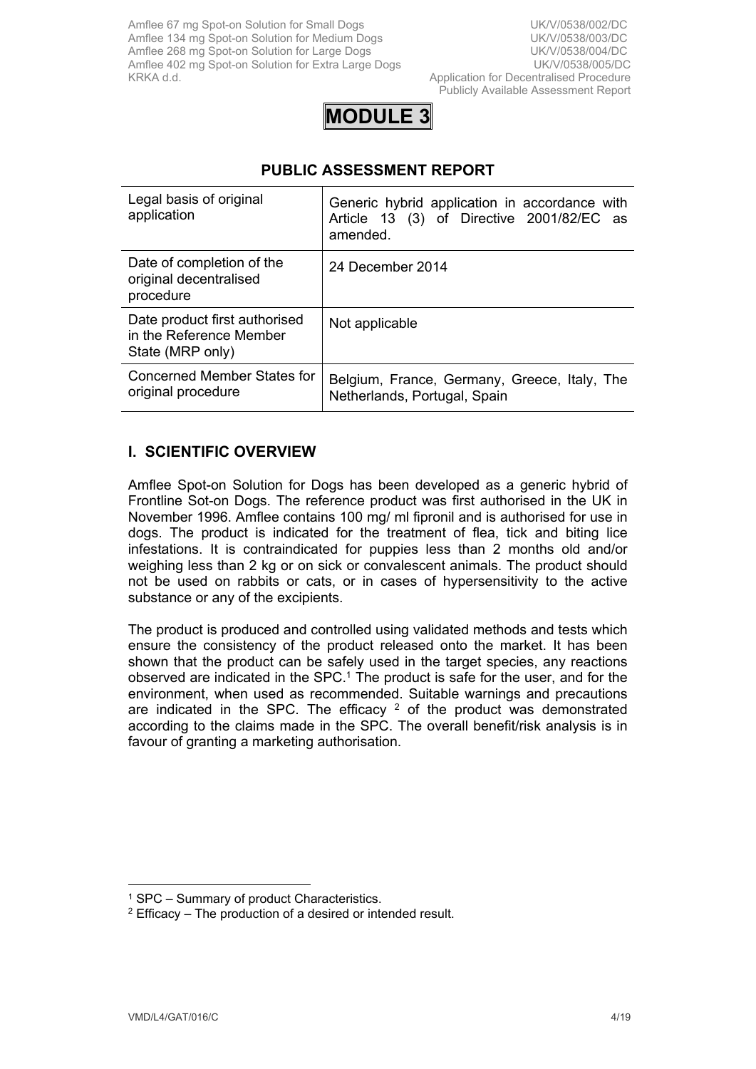# MODULE 3

## PUBLIC ASSESSMENT REPORT

| Legal basis of original application | Generic hybrid application in accordance with Article 13 (3) of Directive 2001/82/EC as amended. |
|---|---|
| Date of completion of the original decentralised procedure | 24 December 2014 |
| Date product first authorised in the Reference Member State (MRP only) | Not applicable |
| Concerned Member States for original procedure | Belgium, France, Germany, Greece, Italy, The Netherlands, Portugal, Spain |

## I. SCIENTIFIC OVERVIEW

Amflee Spot-on Solution for Dogs has been developed as a generic hybrid of Frontline Sot-on Dogs. The reference product was first authorised in the UK in November 1996. Amflee contains 100 mg/ ml fipronil and is authorised for use in dogs. The product is indicated for the treatment of flea, tick and biting lice infestations. It is contraindicated for puppies less than 2 months old and/or weighing less than 2 kg or on sick or convalescent animals. The product should not be used on rabbits or cats, or in cases of hypersensitivity to the active substance or any of the excipients.

The product is produced and controlled using validated methods and tests which ensure the consistency of the product released onto the market. It has been shown that the product can be safely used in the target species, any reactions observed are indicated in the SPC.[1] The product is safe for the user, and for the environment, when used as recommended. Suitable warnings and precautions are indicated in the SPC. The efficacy [2] of the product was demonstrated according to the claims made in the SPC. The overall benefit/risk analysis is in favour of granting a marketing authorisation.

---

[1] SPC – Summary of product Characteristics.

[2] Efficacy – The production of a desired or intended result.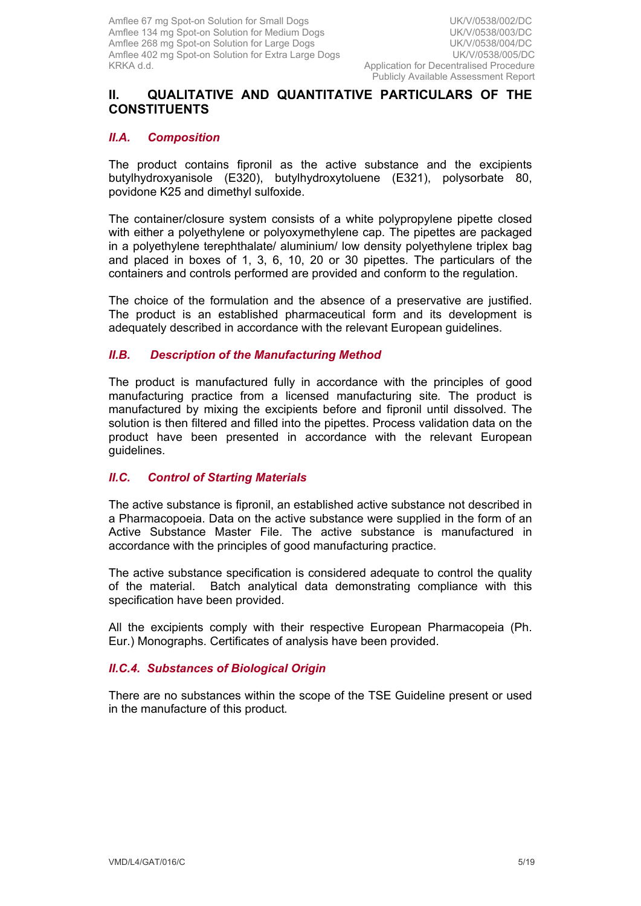## II. QUALITATIVE AND QUANTITATIVE PARTICULARS OF THE CONSTITUENTS

### *II.A. Composition*

The product contains fipronil as the active substance and the excipients butylhydroxyanisole (E320), butylhydroxytoluene (E321), polysorbate 80, povidone K25 and dimethyl sulfoxide.

The container/closure system consists of a white polypropylene pipette closed with either a polyethylene or polyoxymethylene cap. The pipettes are packaged in a polyethylene terephthalate/ aluminium/ low density polyethylene triplex bag and placed in boxes of 1, 3, 6, 10, 20 or 30 pipettes. The particulars of the containers and controls performed are provided and conform to the regulation.

The choice of the formulation and the absence of a preservative are justified. The product is an established pharmaceutical form and its development is adequately described in accordance with the relevant European guidelines.

### *II.B. Description of the Manufacturing Method*

The product is manufactured fully in accordance with the principles of good manufacturing practice from a licensed manufacturing site*.* The product is manufactured by mixing the excipients before and fipronil until dissolved. The solution is then filtered and filled into the pipettes. Process validation data on the product have been presented in accordance with the relevant European guidelines.

### *II.C. Control of Starting Materials*

The active substance is fipronil, an established active substance not described in a Pharmacopoeia. Data on the active substance were supplied in the form of an Active Substance Master File. The active substance is manufactured in accordance with the principles of good manufacturing practice.

The active substance specification is considered adequate to control the quality of the material. Batch analytical data demonstrating compliance with this specification have been provided.

All the excipients comply with their respective European Pharmacopeia (Ph. Eur.) Monographs. Certificates of analysis have been provided.

### *II.C.4. Substances of Biological Origin*

There are no substances within the scope of the TSE Guideline present or used in the manufacture of this product*.*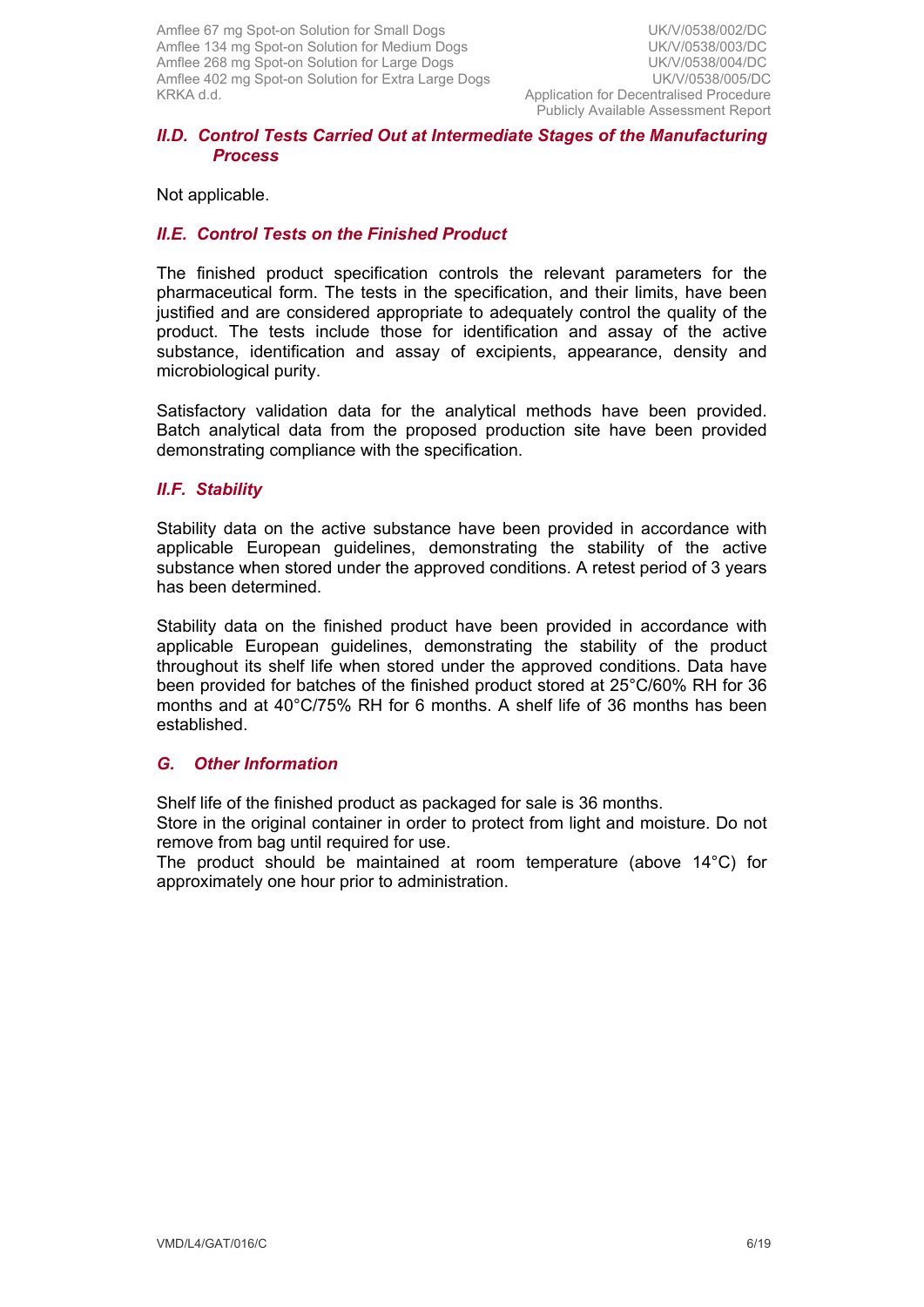### II.D. *Control Tests Carried Out at Intermediate Stages of the Manufacturing Process*

Not applicable.

### II.E. *Control Tests on the Finished Product*

The finished product specification controls the relevant parameters for the pharmaceutical form. The tests in the specification, and their limits, have been justified and are considered appropriate to adequately control the quality of the product. The tests include those for identification and assay of the active substance, identification and assay of excipients, appearance, density and microbiological purity.

Satisfactory validation data for the analytical methods have been provided. Batch analytical data from the proposed production site have been provided demonstrating compliance with the specification.

### II.F. *Stability*

Stability data on the active substance have been provided in accordance with applicable European guidelines, demonstrating the stability of the active substance when stored under the approved conditions. A retest period of 3 years has been determined.

Stability data on the finished product have been provided in accordance with applicable European guidelines, demonstrating the stability of the product throughout its shelf life when stored under the approved conditions. Data have been provided for batches of the finished product stored at 25°C/60% RH for 36 months and at 40°C/75% RH for 6 months. A shelf life of 36 months has been established.

### G. *Other Information*

Shelf life of the finished product as packaged for sale is 36 months.
Store in the original container in order to protect from light and moisture. Do not remove from bag until required for use.
The product should be maintained at room temperature (above 14°C) for approximately one hour prior to administration.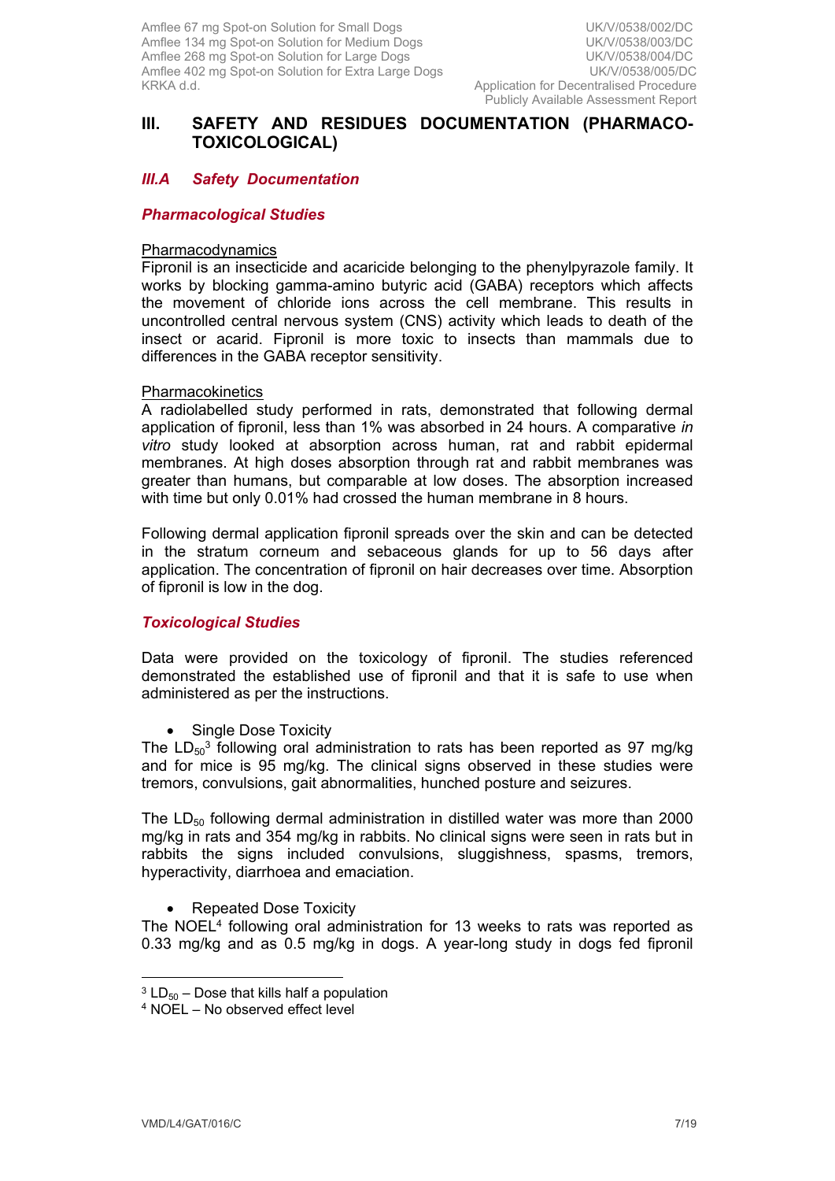## III. SAFETY AND RESIDUES DOCUMENTATION (PHARMACO-TOXICOLOGICAL)

### *III.A Safety Documentation*

#### *Pharmacological Studies*

Pharmacodynamics

Fipronil is an insecticide and acaricide belonging to the phenylpyrazole family. It works by blocking gamma-amino butyric acid (GABA) receptors which affects the movement of chloride ions across the cell membrane. This results in uncontrolled central nervous system (CNS) activity which leads to death of the insect or acarid. Fipronil is more toxic to insects than mammals due to differences in the GABA receptor sensitivity.

Pharmacokinetics

A radiolabelled study performed in rats, demonstrated that following dermal application of fipronil, less than 1% was absorbed in 24 hours. A comparative *in vitro* study looked at absorption across human, rat and rabbit epidermal membranes. At high doses absorption through rat and rabbit membranes was greater than humans, but comparable at low doses. The absorption increased with time but only 0.01% had crossed the human membrane in 8 hours.

Following dermal application fipronil spreads over the skin and can be detected in the stratum corneum and sebaceous glands for up to 56 days after application. The concentration of fipronil on hair decreases over time. Absorption of fipronil is low in the dog.

#### *Toxicological Studies*

Data were provided on the toxicology of fipronil. The studies referenced demonstrated the established use of fipronil and that it is safe to use when administered as per the instructions.

- Single Dose Toxicity

The $LD_{50}$[3] following oral administration to rats has been reported as 97 mg/kg and for mice is 95 mg/kg. The clinical signs observed in these studies were tremors, convulsions, gait abnormalities, hunched posture and seizures.

The $LD_{50}$ following dermal administration in distilled water was more than 2000 mg/kg in rats and 354 mg/kg in rabbits. No clinical signs were seen in rats but in rabbits the signs included convulsions, sluggishness, spasms, tremors, hyperactivity, diarrhoea and emaciation.

- Repeated Dose Toxicity

The NOEL[4] following oral administration for 13 weeks to rats was reported as 0.33 mg/kg and as 0.5 mg/kg in dogs. A year-long study in dogs fed fipronil

---

[3] $LD_{50}$ – Dose that kills half a population

[4] NOEL – No observed effect level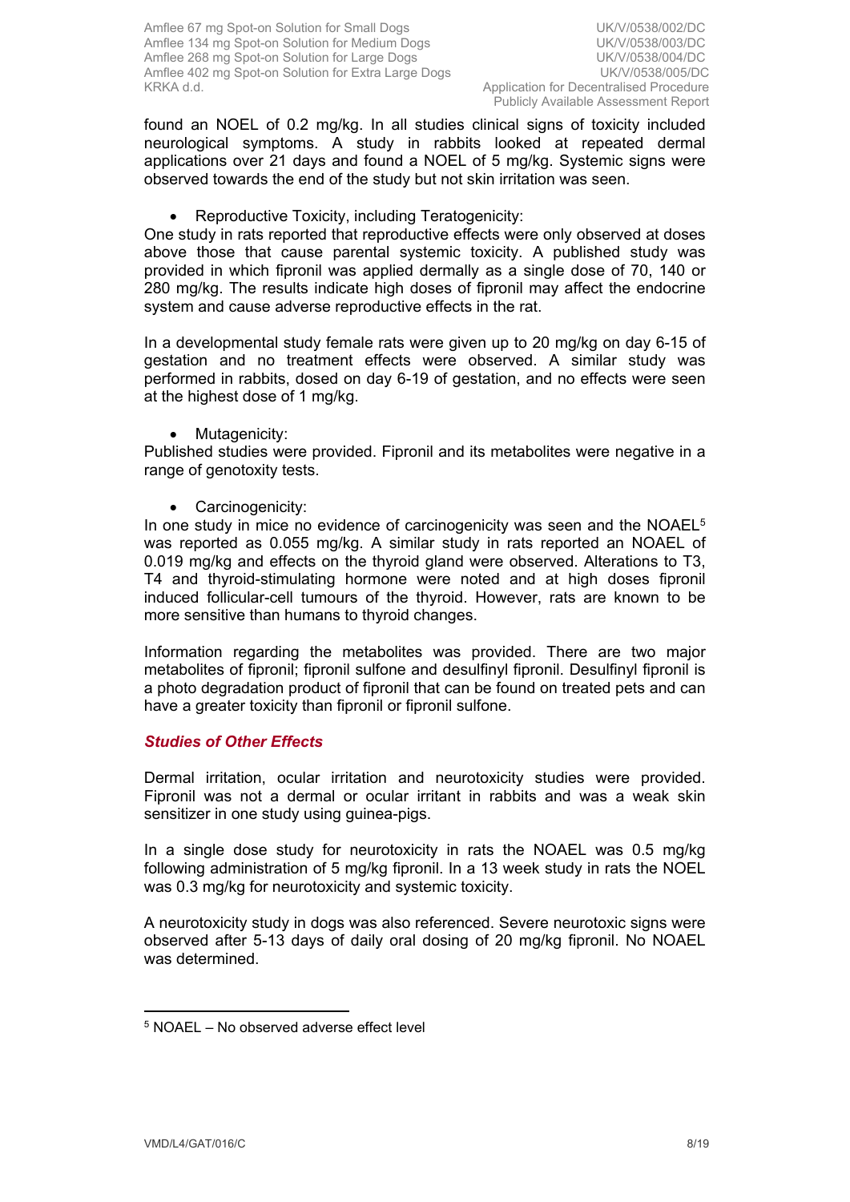found an NOEL of 0.2 mg/kg. In all studies clinical signs of toxicity included neurological symptoms. A study in rabbits looked at repeated dermal applications over 21 days and found a NOEL of 5 mg/kg. Systemic signs were observed towards the end of the study but not skin irritation was seen.

- Reproductive Toxicity, including Teratogenicity:

One study in rats reported that reproductive effects were only observed at doses above those that cause parental systemic toxicity. A published study was provided in which fipronil was applied dermally as a single dose of 70, 140 or 280 mg/kg. The results indicate high doses of fipronil may affect the endocrine system and cause adverse reproductive effects in the rat.

In a developmental study female rats were given up to 20 mg/kg on day 6-15 of gestation and no treatment effects were observed. A similar study was performed in rabbits, dosed on day 6-19 of gestation, and no effects were seen at the highest dose of 1 mg/kg.

- Mutagenicity:

Published studies were provided. Fipronil and its metabolites were negative in a range of genotoxity tests.

- Carcinogenicity:

In one study in mice no evidence of carcinogenicity was seen and the NOAEL[5] was reported as 0.055 mg/kg. A similar study in rats reported an NOAEL of 0.019 mg/kg and effects on the thyroid gland were observed. Alterations to T3, T4 and thyroid-stimulating hormone were noted and at high doses fipronil induced follicular-cell tumours of the thyroid. However, rats are known to be more sensitive than humans to thyroid changes.

Information regarding the metabolites was provided. There are two major metabolites of fipronil; fipronil sulfone and desulfinyl fipronil. Desulfinyl fipronil is a photo degradation product of fipronil that can be found on treated pets and can have a greater toxicity than fipronil or fipronil sulfone.

### *Studies of Other Effects*

Dermal irritation, ocular irritation and neurotoxicity studies were provided. Fipronil was not a dermal or ocular irritant in rabbits and was a weak skin sensitizer in one study using guinea-pigs.

In a single dose study for neurotoxicity in rats the NOAEL was 0.5 mg/kg following administration of 5 mg/kg fipronil. In a 13 week study in rats the NOEL was 0.3 mg/kg for neurotoxicity and systemic toxicity.

A neurotoxicity study in dogs was also referenced. Severe neurotoxic signs were observed after 5-13 days of daily oral dosing of 20 mg/kg fipronil. No NOAEL was determined.

---

[5] NOAEL – No observed adverse effect level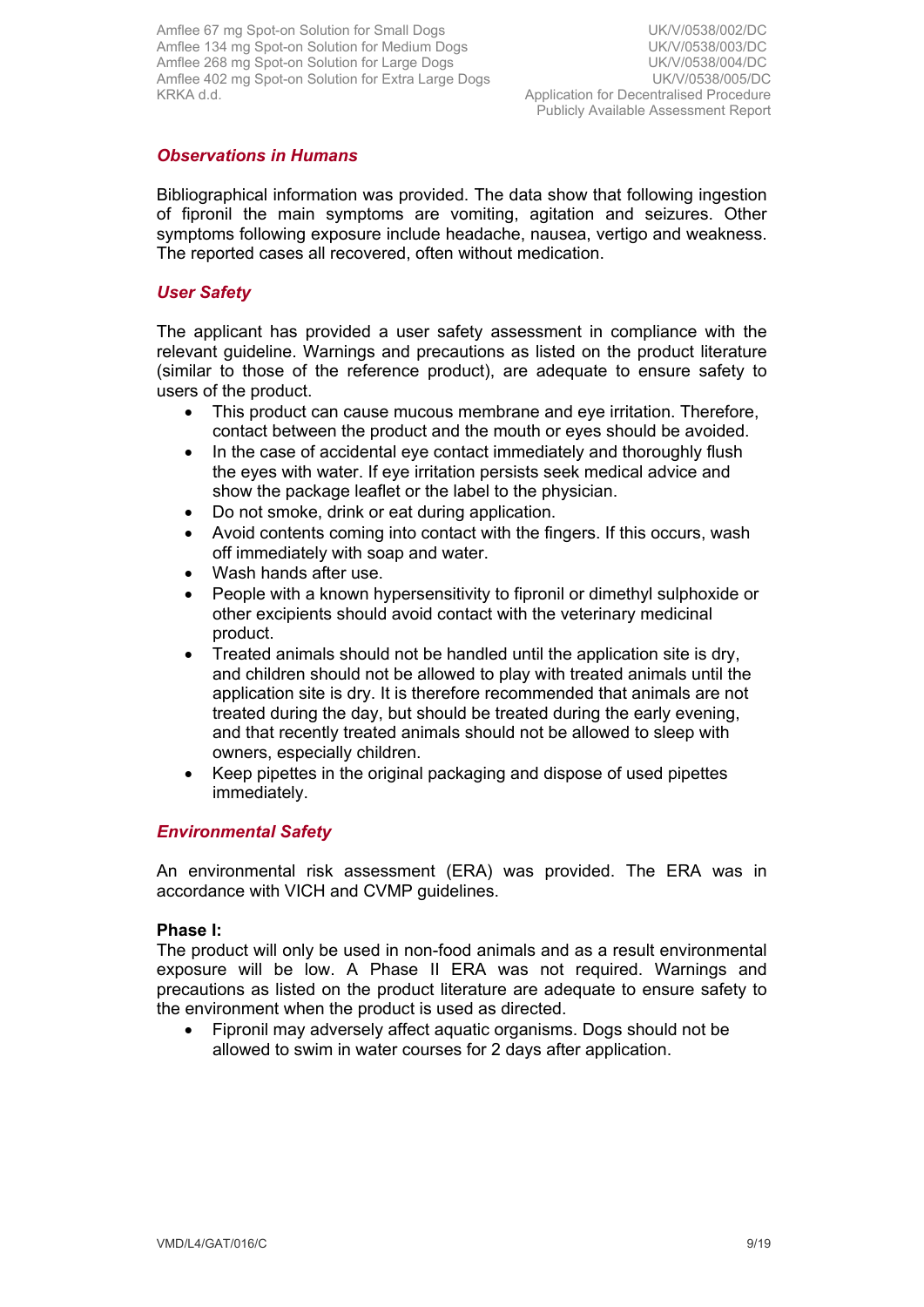### *Observations in Humans*

Bibliographical information was provided. The data show that following ingestion of fipronil the main symptoms are vomiting, agitation and seizures. Other symptoms following exposure include headache, nausea, vertigo and weakness. The reported cases all recovered, often without medication.

### *User Safety*

The applicant has provided a user safety assessment in compliance with the relevant guideline. Warnings and precautions as listed on the product literature (similar to those of the reference product), are adequate to ensure safety to users of the product.

- This product can cause mucous membrane and eye irritation. Therefore, contact between the product and the mouth or eyes should be avoided.
- In the case of accidental eye contact immediately and thoroughly flush the eyes with water. If eye irritation persists seek medical advice and show the package leaflet or the label to the physician.
- Do not smoke, drink or eat during application.
- Avoid contents coming into contact with the fingers. If this occurs, wash off immediately with soap and water.
- Wash hands after use.
- People with a known hypersensitivity to fipronil or dimethyl sulphoxide or other excipients should avoid contact with the veterinary medicinal product.
- Treated animals should not be handled until the application site is dry, and children should not be allowed to play with treated animals until the application site is dry. It is therefore recommended that animals are not treated during the day, but should be treated during the early evening, and that recently treated animals should not be allowed to sleep with owners, especially children.
- Keep pipettes in the original packaging and dispose of used pipettes immediately.

### *Environmental Safety*

An environmental risk assessment (ERA) was provided. The ERA was in accordance with VICH and CVMP guidelines.

**Phase I:**

The product will only be used in non-food animals and as a result environmental exposure will be low. A Phase II ERA was not required. Warnings and precautions as listed on the product literature are adequate to ensure safety to the environment when the product is used as directed.

- Fipronil may adversely affect aquatic organisms. Dogs should not be allowed to swim in water courses for 2 days after application.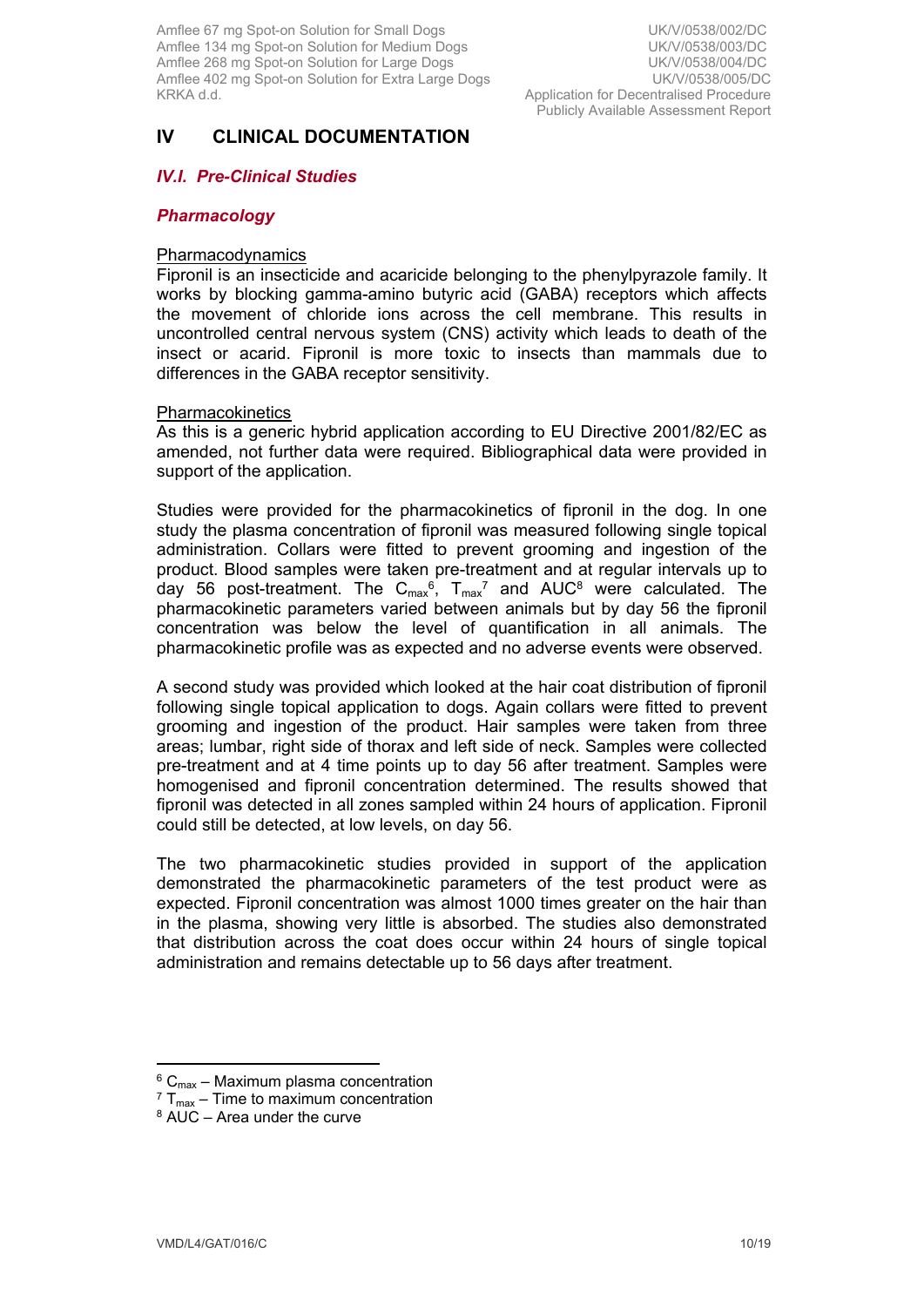# IV CLINICAL DOCUMENTATION

## *IV.I. Pre-Clinical Studies*

### *Pharmacology*

Pharmacodynamics

Fipronil is an insecticide and acaricide belonging to the phenylpyrazole family. It works by blocking gamma-amino butyric acid (GABA) receptors which affects the movement of chloride ions across the cell membrane. This results in uncontrolled central nervous system (CNS) activity which leads to death of the insect or acarid. Fipronil is more toxic to insects than mammals due to differences in the GABA receptor sensitivity.

Pharmacokinetics

As this is a generic hybrid application according to EU Directive 2001/82/EC as amended, not further data were required. Bibliographical data were provided in support of the application.

Studies were provided for the pharmacokinetics of fipronil in the dog. In one study the plasma concentration of fipronil was measured following single topical administration. Collars were fitted to prevent grooming and ingestion of the product. Blood samples were taken pre-treatment and at regular intervals up to day 56 post-treatment. The $C_{max}$[6], $T_{max}$[7] and AUC[8] were calculated. The pharmacokinetic parameters varied between animals but by day 56 the fipronil concentration was below the level of quantification in all animals. The pharmacokinetic profile was as expected and no adverse events were observed.

A second study was provided which looked at the hair coat distribution of fipronil following single topical application to dogs. Again collars were fitted to prevent grooming and ingestion of the product. Hair samples were taken from three areas; lumbar, right side of thorax and left side of neck. Samples were collected pre-treatment and at 4 time points up to day 56 after treatment. Samples were homogenised and fipronil concentration determined. The results showed that fipronil was detected in all zones sampled within 24 hours of application. Fipronil could still be detected, at low levels, on day 56.

The two pharmacokinetic studies provided in support of the application demonstrated the pharmacokinetic parameters of the test product were as expected. Fipronil concentration was almost 1000 times greater on the hair than in the plasma, showing very little is absorbed. The studies also demonstrated that distribution across the coat does occur within 24 hours of single topical administration and remains detectable up to 56 days after treatment.

---

[6] $C_{max}$ – Maximum plasma concentration
[7] $T_{max}$ – Time to maximum concentration
[8] AUC – Area under the curve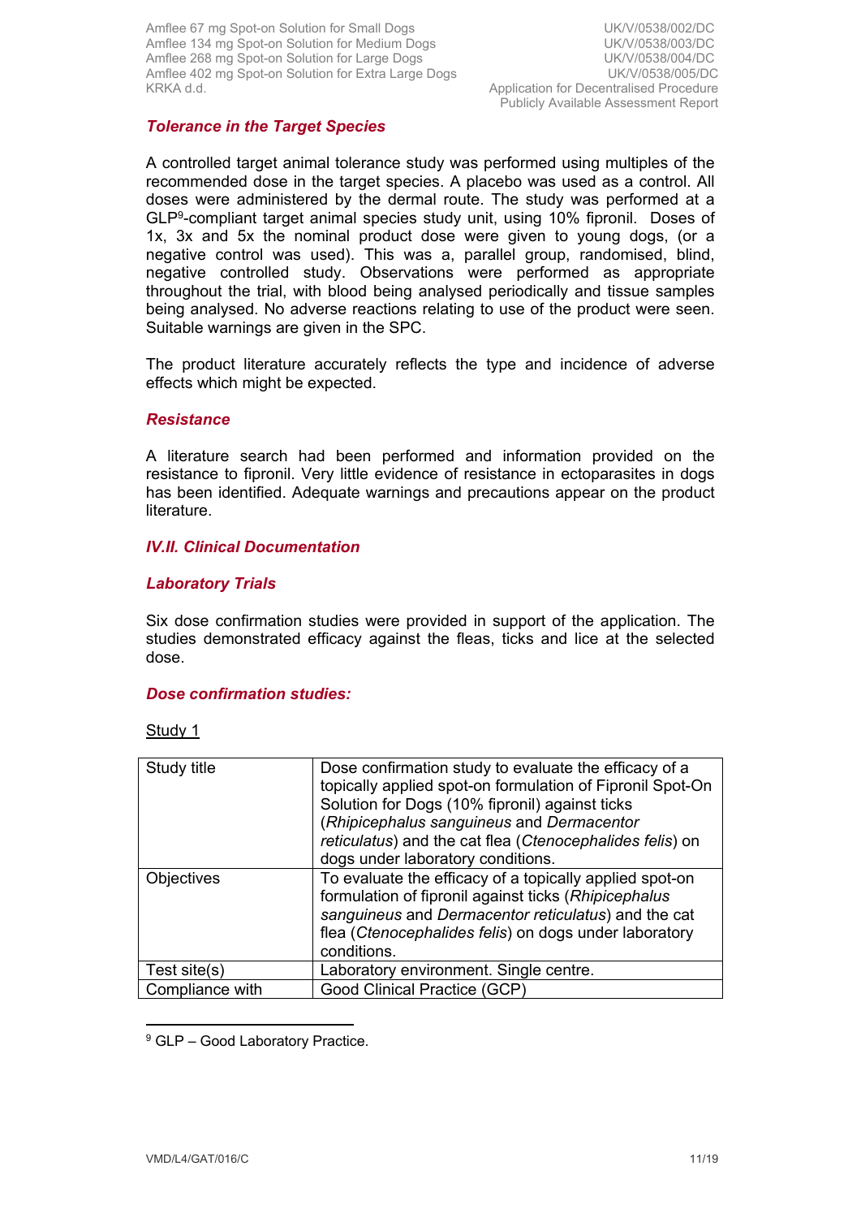### *Tolerance in the Target Species*

A controlled target animal tolerance study was performed using multiples of the recommended dose in the target species. A placebo was used as a control. All doses were administered by the dermal route. The study was performed at a GLP[9]-compliant target animal species study unit, using 10% fipronil. Doses of 1x, 3x and 5x the nominal product dose were given to young dogs, (or a negative control was used). This was a, parallel group, randomised, blind, negative controlled study. Observations were performed as appropriate throughout the trial, with blood being analysed periodically and tissue samples being analysed. No adverse reactions relating to use of the product were seen. Suitable warnings are given in the SPC.

The product literature accurately reflects the type and incidence of adverse effects which might be expected.

### *Resistance*

A literature search had been performed and information provided on the resistance to fipronil. Very little evidence of resistance in ectoparasites in dogs has been identified. Adequate warnings and precautions appear on the product literature.

## *IV.II. Clinical Documentation*

### *Laboratory Trials*

Six dose confirmation studies were provided in support of the application. The studies demonstrated efficacy against the fleas, ticks and lice at the selected dose.

### *Dose confirmation studies:*

Study 1

| Study title | Dose confirmation study to evaluate the efficacy of a topically applied spot-on formulation of Fipronil Spot-On Solution for Dogs (10% fipronil) against ticks (*Rhipicephalus sanguineus* and *Dermacentor reticulatus*) and the cat flea (*Ctenocephalides felis*) on dogs under laboratory conditions. |
|---|---|
| Objectives | To evaluate the efficacy of a topically applied spot-on formulation of fipronil against ticks (*Rhipicephalus sanguineus* and *Dermacentor reticulatus*) and the cat flea (*Ctenocephalides felis*) on dogs under laboratory conditions. |
| Test site(s) | Laboratory environment. Single centre. |
| Compliance with | Good Clinical Practice (GCP) |

[9] GLP – Good Laboratory Practice.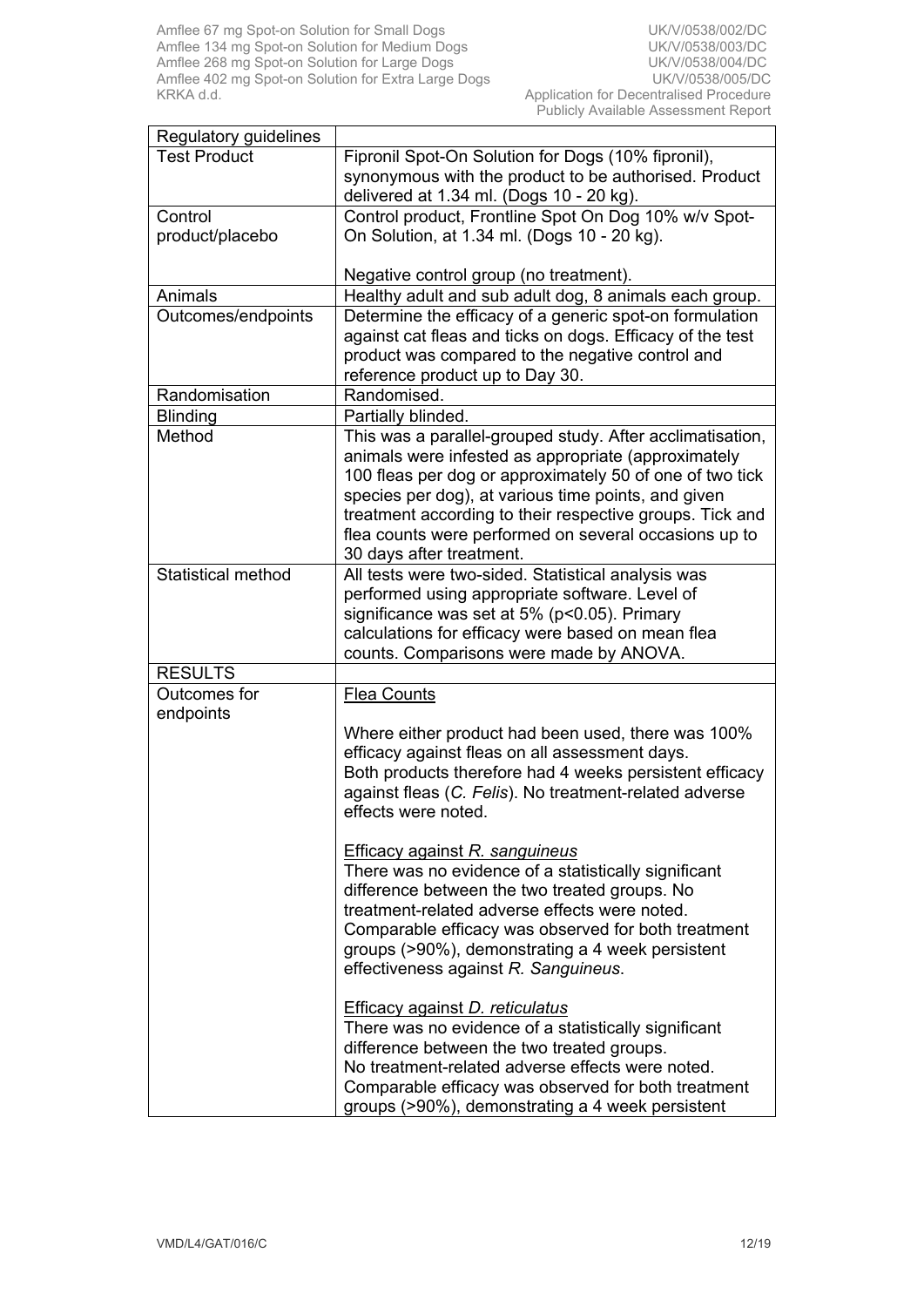| Regulatory guidelines | |
|---|---|
| Test Product | Fipronil Spot-On Solution for Dogs (10% fipronil), synonymous with the product to be authorised. Product delivered at 1.34 ml. (Dogs 10 - 20 kg). |
| Control product/placebo | Control product, Frontline Spot On Dog 10% w/v Spot-On Solution, at 1.34 ml. (Dogs 10 - 20 kg).<br><br>Negative control group (no treatment). |
| Animals | Healthy adult and sub adult dog, 8 animals each group. |
| Outcomes/endpoints | Determine the efficacy of a generic spot-on formulation against cat fleas and ticks on dogs. Efficacy of the test product was compared to the negative control and reference product up to Day 30. |
| Randomisation | Randomised. |
| Blinding | Partially blinded. |
| Method | This was a parallel-grouped study. After acclimatisation, animals were infested as appropriate (approximately 100 fleas per dog or approximately 50 of one of two tick species per dog), at various time points, and given treatment according to their respective groups. Tick and flea counts were performed on several occasions up to 30 days after treatment. |
| Statistical method | All tests were two-sided. Statistical analysis was performed using appropriate software. Level of significance was set at 5% ($p<0.05$). Primary calculations for efficacy were based on mean flea counts. Comparisons were made by ANOVA. |
| RESULTS | |
| Outcomes for endpoints | Flea Counts<br><br>Where either product had been used, there was 100% efficacy against fleas on all assessment days. Both products therefore had 4 weeks persistent efficacy against fleas (*C. Felis*). No treatment-related adverse effects were noted.<br><br>Efficacy against *R. sanguineus*<br>There was no evidence of a statistically significant difference between the two treated groups. No treatment-related adverse effects were noted. Comparable efficacy was observed for both treatment groups (>90%), demonstrating a 4 week persistent effectiveness against *R. Sanguineus*.<br><br>Efficacy against *D. reticulatus*<br>There was no evidence of a statistically significant difference between the two treated groups.<br>No treatment-related adverse effects were noted.<br>Comparable efficacy was observed for both treatment groups (>90%), demonstrating a 4 week persistent |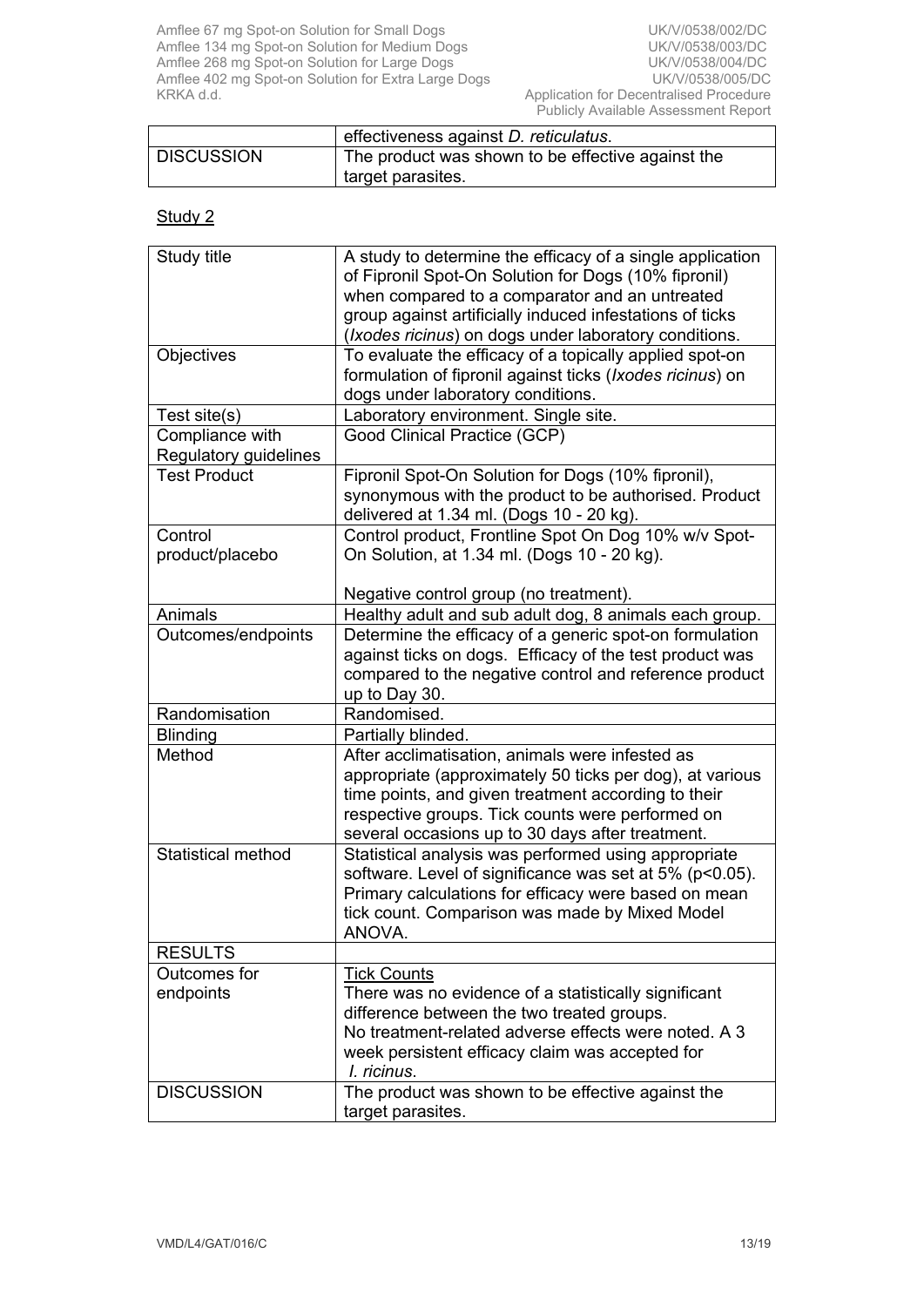|  | effectiveness against *D. reticulatus*. |
|---|---|
| DISCUSSION | The product was shown to be effective against the target parasites. |

Study 2

| Study title | A study to determine the efficacy of a single application of Fipronil Spot-On Solution for Dogs (10% fipronil) when compared to a comparator and an untreated group against artificially induced infestations of ticks (*Ixodes ricinus*) on dogs under laboratory conditions. |
|---|---|
| Objectives | To evaluate the efficacy of a topically applied spot-on formulation of fipronil against ticks (*Ixodes ricinus*) on dogs under laboratory conditions. |
| Test site(s) | Laboratory environment. Single site. |
| Compliance with Regulatory guidelines | Good Clinical Practice (GCP) |
| Test Product | Fipronil Spot-On Solution for Dogs (10% fipronil), synonymous with the product to be authorised. Product delivered at 1.34 ml. (Dogs 10 - 20 kg). |
| Control product/placebo | Control product, Frontline Spot On Dog 10% w/v Spot-On Solution, at 1.34 ml. (Dogs 10 - 20 kg). <br><br> Negative control group (no treatment). |
| Animals | Healthy adult and sub adult dog, 8 animals each group. |
| Outcomes/endpoints | Determine the efficacy of a generic spot-on formulation against ticks on dogs. Efficacy of the test product was compared to the negative control and reference product up to Day 30. |
| Randomisation | Randomised. |
| Blinding | Partially blinded. |
| Method | After acclimatisation, animals were infested as appropriate (approximately 50 ticks per dog), at various time points, and given treatment according to their respective groups. Tick counts were performed on several occasions up to 30 days after treatment. |
| Statistical method | Statistical analysis was performed using appropriate software. Level of significance was set at 5% ($p<0.05$). Primary calculations for efficacy were based on mean tick count. Comparison was made by Mixed Model ANOVA. |
| RESULTS |  |
| Outcomes for endpoints | Tick Counts <br> There was no evidence of a statistically significant difference between the two treated groups. <br> No treatment-related adverse effects were noted. A 3 week persistent efficacy claim was accepted for *I. ricinus*. |
| DISCUSSION | The product was shown to be effective against the target parasites. |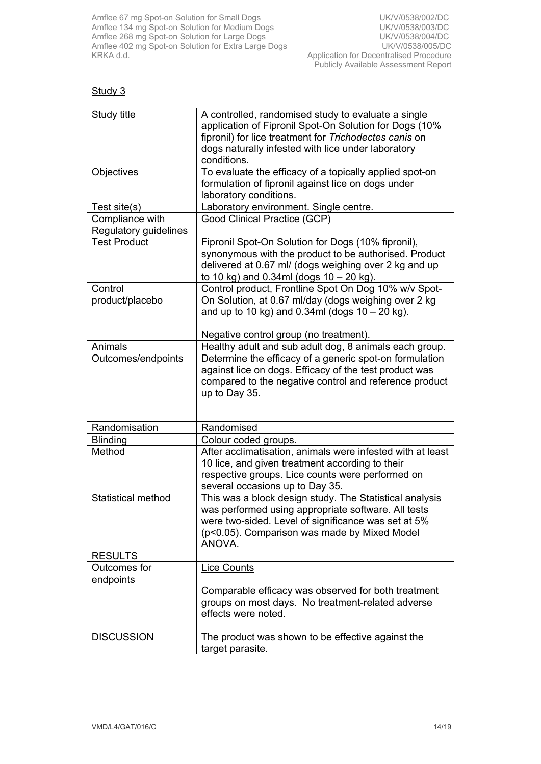Study 3

| Study title | A controlled, randomised study to evaluate a single application of Fipronil Spot-On Solution for Dogs (10% fipronil) for lice treatment for *Trichodectes canis* on dogs naturally infested with lice under laboratory conditions. |
|---|---|
| Objectives | To evaluate the efficacy of a topically applied spot-on formulation of fipronil against lice on dogs under laboratory conditions. |
| Test site(s) | Laboratory environment. Single centre. |
| Compliance with Regulatory guidelines | Good Clinical Practice (GCP) |
| Test Product | Fipronil Spot-On Solution for Dogs (10% fipronil), synonymous with the product to be authorised. Product delivered at 0.67 ml/ (dogs weighing over 2 kg and up to 10 kg) and 0.34ml (dogs 10 – 20 kg). |
| Control product/placebo | Control product, Frontline Spot On Dog 10% w/v Spot-On Solution, at 0.67 ml/day (dogs weighing over 2 kg and up to 10 kg) and 0.34ml (dogs 10 – 20 kg).<br><br>Negative control group (no treatment). |
| Animals | Healthy adult and sub adult dog, 8 animals each group. |
| Outcomes/endpoints | Determine the efficacy of a generic spot-on formulation against lice on dogs. Efficacy of the test product was compared to the negative control and reference product up to Day 35. |
| Randomisation | Randomised |
| Blinding | Colour coded groups. |
| Method | After acclimatisation, animals were infested with at least 10 lice, and given treatment according to their respective groups. Lice counts were performed on several occasions up to Day 35. |
| Statistical method | This was a block design study. The Statistical analysis was performed using appropriate software. All tests were two-sided. Level of significance was set at 5% ($p<0.05$). Comparison was made by Mixed Model ANOVA. |
| RESULTS | |
| Outcomes for endpoints | Lice Counts<br><br>Comparable efficacy was observed for both treatment groups on most days. No treatment-related adverse effects were noted. |
| DISCUSSION | The product was shown to be effective against the target parasite. |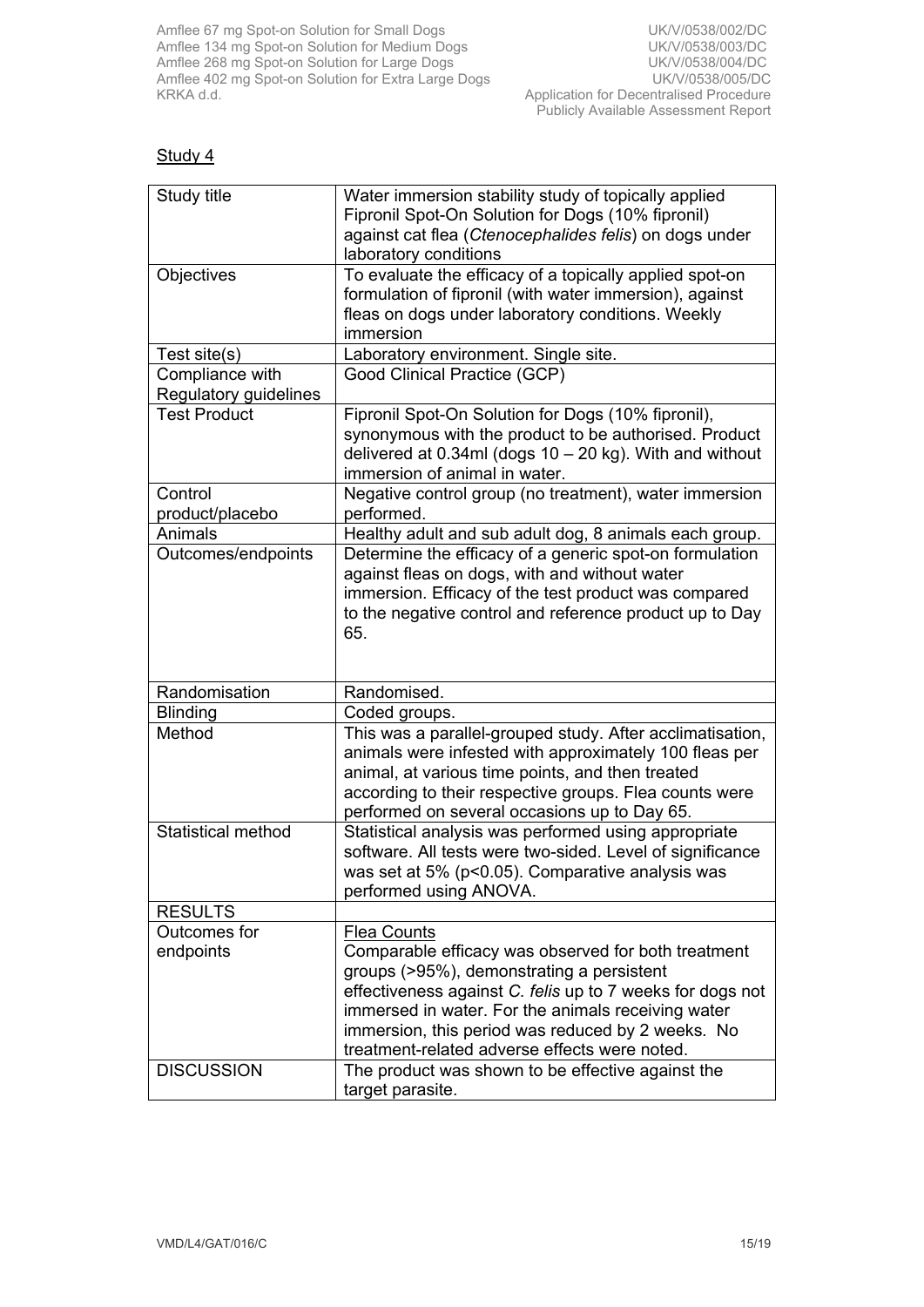Study 4

| Study title | Water immersion stability study of topically applied Fipronil Spot-On Solution for Dogs (10% fipronil) against cat flea (*Ctenocephalides felis*) on dogs under laboratory conditions |
|---|---|
| Objectives | To evaluate the efficacy of a topically applied spot-on formulation of fipronil (with water immersion), against fleas on dogs under laboratory conditions. Weekly immersion |
| Test site(s) | Laboratory environment. Single site. |
| Compliance with Regulatory guidelines | Good Clinical Practice (GCP) |
| Test Product | Fipronil Spot-On Solution for Dogs (10% fipronil), synonymous with the product to be authorised. Product delivered at 0.34ml (dogs 10 – 20 kg). With and without immersion of animal in water. |
| Control product/placebo | Negative control group (no treatment), water immersion performed. |
| Animals | Healthy adult and sub adult dog, 8 animals each group. |
| Outcomes/endpoints | Determine the efficacy of a generic spot-on formulation against fleas on dogs, with and without water immersion. Efficacy of the test product was compared to the negative control and reference product up to Day 65. |
| Randomisation | Randomised. |
| Blinding | Coded groups. |
| Method | This was a parallel-grouped study. After acclimatisation, animals were infested with approximately 100 fleas per animal, at various time points, and then treated according to their respective groups. Flea counts were performed on several occasions up to Day 65. |
| Statistical method | Statistical analysis was performed using appropriate software. All tests were two-sided. Level of significance was set at 5% ($p<0.05$). Comparative analysis was performed using ANOVA. |
| RESULTS | |
| Outcomes for endpoints | Flea Counts<br>Comparable efficacy was observed for both treatment groups (>95%), demonstrating a persistent effectiveness against *C. felis* up to 7 weeks for dogs not immersed in water. For the animals receiving water immersion, this period was reduced by 2 weeks. No treatment-related adverse effects were noted. |
| DISCUSSION | The product was shown to be effective against the target parasite. |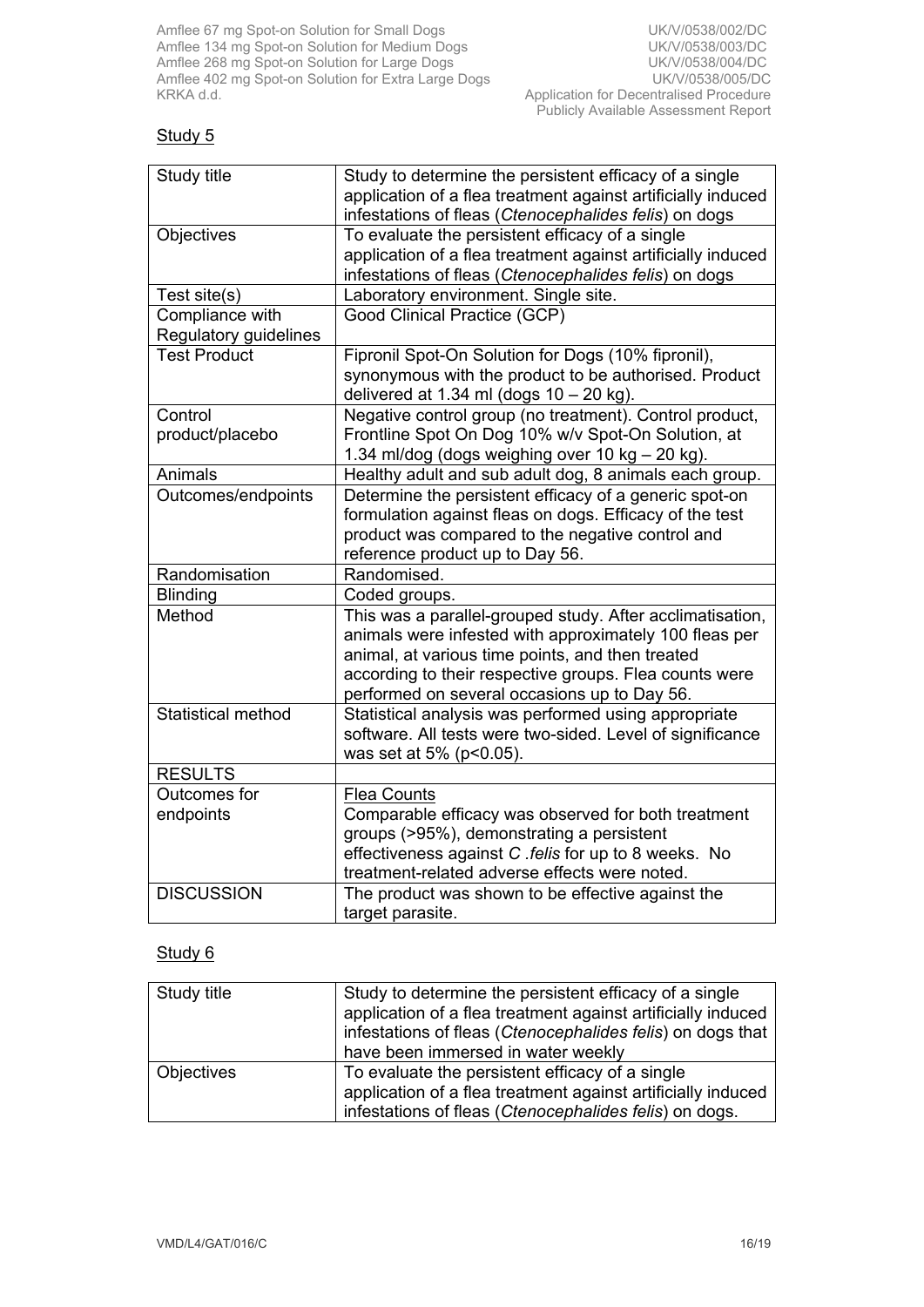Study 5

| Study title | Study to determine the persistent efficacy of a single application of a flea treatment against artificially induced infestations of fleas (*Ctenocephalides felis*) on dogs |
|---|---|
| Objectives | To evaluate the persistent efficacy of a single application of a flea treatment against artificially induced infestations of fleas (*Ctenocephalides felis*) on dogs |
| Test site(s) | Laboratory environment. Single site. |
| Compliance with Regulatory guidelines | Good Clinical Practice (GCP) |
| Test Product | Fipronil Spot-On Solution for Dogs (10% fipronil), synonymous with the product to be authorised. Product delivered at 1.34 ml (dogs 10 – 20 kg). |
| Control product/placebo | Negative control group (no treatment). Control product, Frontline Spot On Dog 10% w/v Spot-On Solution, at 1.34 ml/dog (dogs weighing over 10 kg – 20 kg). |
| Animals | Healthy adult and sub adult dog, 8 animals each group. |
| Outcomes/endpoints | Determine the persistent efficacy of a generic spot-on formulation against fleas on dogs. Efficacy of the test product was compared to the negative control and reference product up to Day 56. |
| Randomisation | Randomised. |
| Blinding | Coded groups. |
| Method | This was a parallel-grouped study. After acclimatisation, animals were infested with approximately 100 fleas per animal, at various time points, and then treated according to their respective groups. Flea counts were performed on several occasions up to Day 56. |
| Statistical method | Statistical analysis was performed using appropriate software. All tests were two-sided. Level of significance was set at 5% ($p<0.05$). |
| RESULTS | |
| Outcomes for endpoints | Flea Counts<br>Comparable efficacy was observed for both treatment groups (>95%), demonstrating a persistent effectiveness against *C .felis* for up to 8 weeks. No treatment-related adverse effects were noted. |
| DISCUSSION | The product was shown to be effective against the target parasite. |

Study 6

| Study title | Study to determine the persistent efficacy of a single application of a flea treatment against artificially induced infestations of fleas (*Ctenocephalides felis*) on dogs that have been immersed in water weekly |
|---|---|
| Objectives | To evaluate the persistent efficacy of a single application of a flea treatment against artificially induced infestations of fleas (*Ctenocephalides felis*) on dogs. |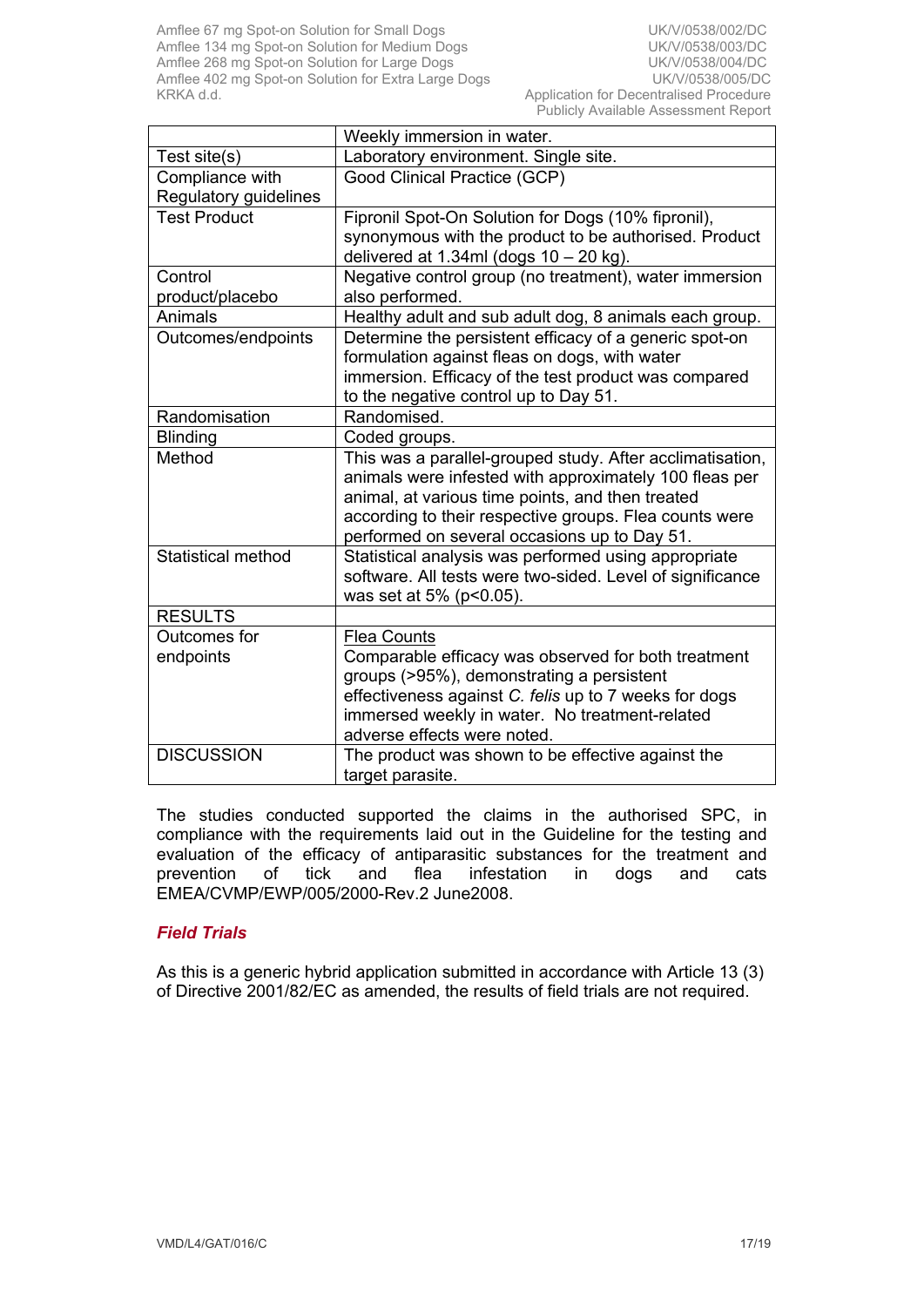| | |
|---|---|
| | Weekly immersion in water. |
| Test site(s) | Laboratory environment. Single site. |
| Compliance with Regulatory guidelines | Good Clinical Practice (GCP) |
| Test Product | Fipronil Spot-On Solution for Dogs (10% fipronil), synonymous with the product to be authorised. Product delivered at 1.34ml (dogs 10 – 20 kg). |
| Control product/placebo | Negative control group (no treatment), water immersion also performed. |
| Animals | Healthy adult and sub adult dog, 8 animals each group. |
| Outcomes/endpoints | Determine the persistent efficacy of a generic spot-on formulation against fleas on dogs, with water immersion. Efficacy of the test product was compared to the negative control up to Day 51. |
| Randomisation | Randomised. |
| Blinding | Coded groups. |
| Method | This was a parallel-grouped study. After acclimatisation, animals were infested with approximately 100 fleas per animal, at various time points, and then treated according to their respective groups. Flea counts were performed on several occasions up to Day 51. |
| Statistical method | Statistical analysis was performed using appropriate software. All tests were two-sided. Level of significance was set at 5% ($p<0.05$). |
| RESULTS | |
| Outcomes for endpoints | Flea Counts<br>Comparable efficacy was observed for both treatment groups (>95%), demonstrating a persistent effectiveness against *C. felis* up to 7 weeks for dogs immersed weekly in water. No treatment-related adverse effects were noted. |
| DISCUSSION | The product was shown to be effective against the target parasite. |

The studies conducted supported the claims in the authorised SPC, in compliance with the requirements laid out in the Guideline for the testing and evaluation of the efficacy of antiparasitic substances for the treatment and prevention of tick and flea infestation in dogs and cats EMEA/CVMP/EWP/005/2000-Rev.2 June2008.

### *Field Trials*

As this is a generic hybrid application submitted in accordance with Article 13 (3) of Directive 2001/82/EC as amended, the results of field trials are not required.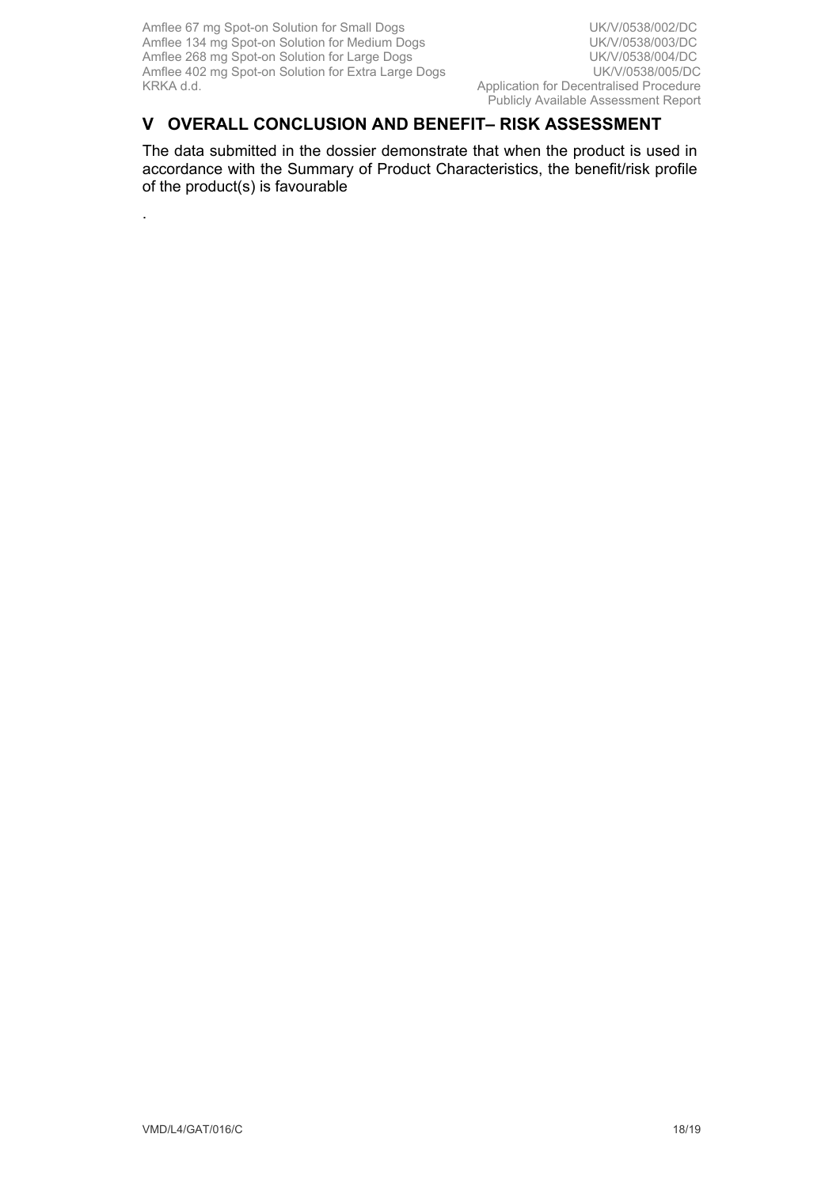## V OVERALL CONCLUSION AND BENEFIT– RISK ASSESSMENT

The data submitted in the dossier demonstrate that when the product is used in accordance with the Summary of Product Characteristics, the benefit/risk profile of the product(s) is favourable

.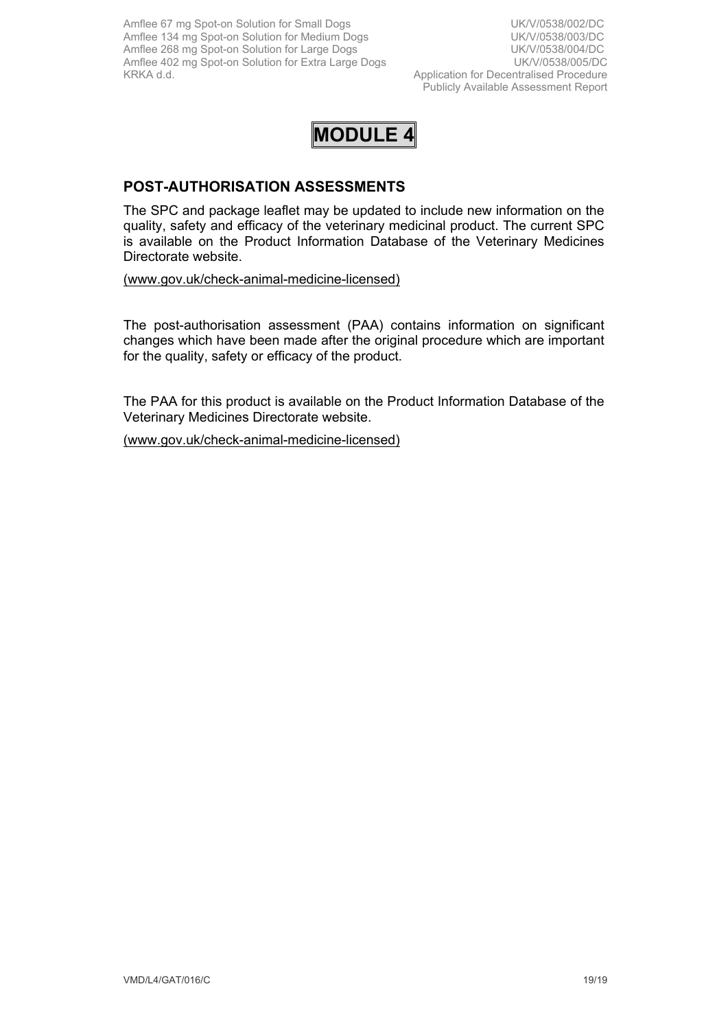# MODULE 4

## POST-AUTHORISATION ASSESSMENTS

The SPC and package leaflet may be updated to include new information on the quality, safety and efficacy of the veterinary medicinal product. The current SPC is available on the Product Information Database of the Veterinary Medicines Directorate website.

(www.gov.uk/check-animal-medicine-licensed)

The post-authorisation assessment (PAA) contains information on significant changes which have been made after the original procedure which are important for the quality, safety or efficacy of the product.

The PAA for this product is available on the Product Information Database of the Veterinary Medicines Directorate website.

(www.gov.uk/check-animal-medicine-licensed)